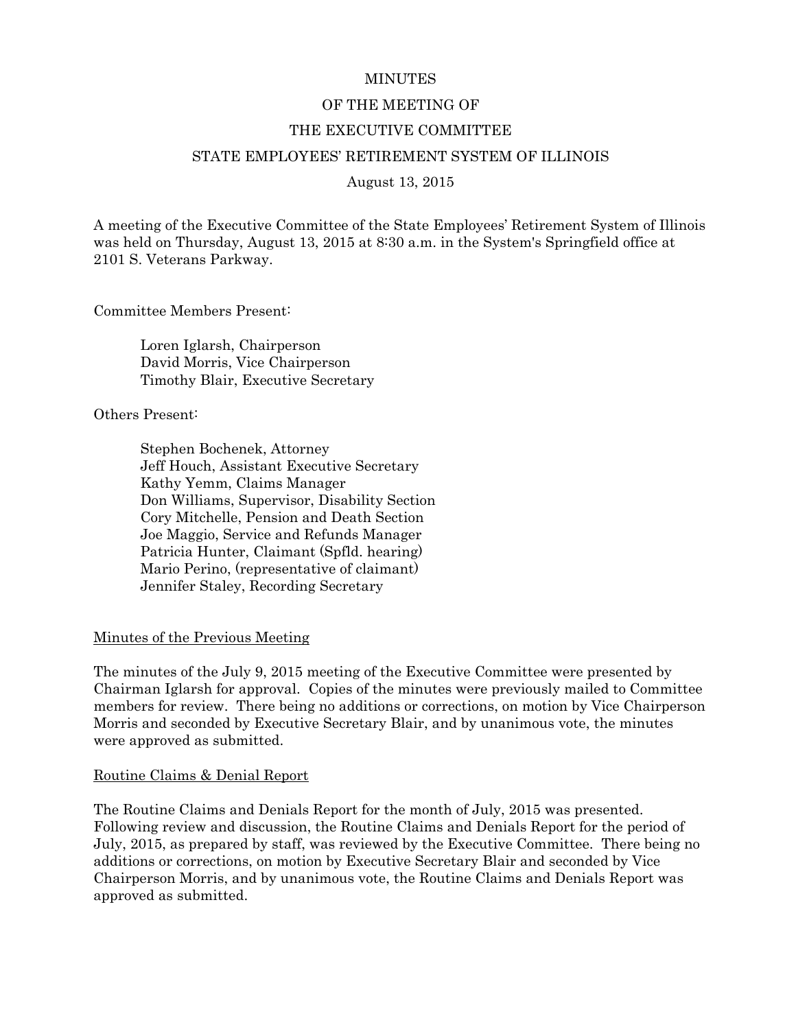# MINUTES

# OF THE MEETING OF

# THE EXECUTIVE COMMITTEE

# STATE EMPLOYEES' RETIREMENT SYSTEM OF ILLINOIS

August 13, 2015

A meeting of the Executive Committee of the State Employees' Retirement System of Illinois was held on Thursday, August 13, 2015 at 8:30 a.m. in the System's Springfield office at 2101 S. Veterans Parkway.

Committee Members Present:

Loren Iglarsh, Chairperson
David Morris, Vice Chairperson
Timothy Blair, Executive Secretary

Others Present:

Stephen Bochenek, Attorney
Jeff Houch, Assistant Executive Secretary
Kathy Yemm, Claims Manager
Don Williams, Supervisor, Disability Section
Cory Mitchelle, Pension and Death Section
Joe Maggio, Service and Refunds Manager
Patricia Hunter, Claimant (Spfld. hearing)
Mario Perino, (representative of claimant)
Jennifer Staley, Recording Secretary

## Minutes of the Previous Meeting

The minutes of the July 9, 2015 meeting of the Executive Committee were presented by Chairman Iglarsh for approval. Copies of the minutes were previously mailed to Committee members for review. There being no additions or corrections, on motion by Vice Chairperson Morris and seconded by Executive Secretary Blair, and by unanimous vote, the minutes were approved as submitted.

## Routine Claims & Denial Report

The Routine Claims and Denials Report for the month of July, 2015 was presented. Following review and discussion, the Routine Claims and Denials Report for the period of July, 2015, as prepared by staff, was reviewed by the Executive Committee. There being no additions or corrections, on motion by Executive Secretary Blair and seconded by Vice Chairperson Morris, and by unanimous vote, the Routine Claims and Denials Report was approved as submitted.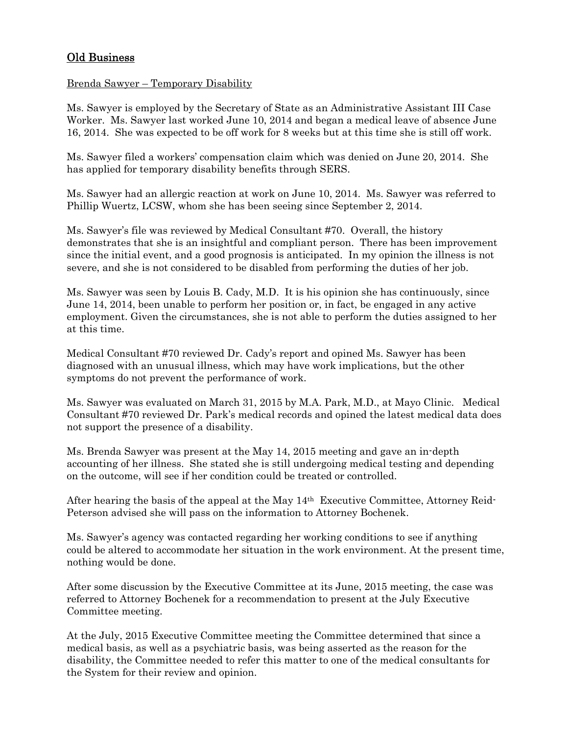## Old Business

Brenda Sawyer – Temporary Disability

Ms. Sawyer is employed by the Secretary of State as an Administrative Assistant III Case Worker. Ms. Sawyer last worked June 10, 2014 and began a medical leave of absence June 16, 2014. She was expected to be off work for 8 weeks but at this time she is still off work.

Ms. Sawyer filed a workers' compensation claim which was denied on June 20, 2014. She has applied for temporary disability benefits through SERS.

Ms. Sawyer had an allergic reaction at work on June 10, 2014. Ms. Sawyer was referred to Phillip Wuertz, LCSW, whom she has been seeing since September 2, 2014.

Ms. Sawyer's file was reviewed by Medical Consultant #70. Overall, the history demonstrates that she is an insightful and compliant person. There has been improvement since the initial event, and a good prognosis is anticipated. In my opinion the illness is not severe, and she is not considered to be disabled from performing the duties of her job.

Ms. Sawyer was seen by Louis B. Cady, M.D. It is his opinion she has continuously, since June 14, 2014, been unable to perform her position or, in fact, be engaged in any active employment. Given the circumstances, she is not able to perform the duties assigned to her at this time.

Medical Consultant #70 reviewed Dr. Cady's report and opined Ms. Sawyer has been diagnosed with an unusual illness, which may have work implications, but the other symptoms do not prevent the performance of work.

Ms. Sawyer was evaluated on March 31, 2015 by M.A. Park, M.D., at Mayo Clinic. Medical Consultant #70 reviewed Dr. Park's medical records and opined the latest medical data does not support the presence of a disability.

Ms. Brenda Sawyer was present at the May 14, 2015 meeting and gave an in-depth accounting of her illness. She stated she is still undergoing medical testing and depending on the outcome, will see if her condition could be treated or controlled.

After hearing the basis of the appeal at the May 14th Executive Committee, Attorney Reid-Peterson advised she will pass on the information to Attorney Bochenek.

Ms. Sawyer's agency was contacted regarding her working conditions to see if anything could be altered to accommodate her situation in the work environment. At the present time, nothing would be done.

After some discussion by the Executive Committee at its June, 2015 meeting, the case was referred to Attorney Bochenek for a recommendation to present at the July Executive Committee meeting.

At the July, 2015 Executive Committee meeting the Committee determined that since a medical basis, as well as a psychiatric basis, was being asserted as the reason for the disability, the Committee needed to refer this matter to one of the medical consultants for the System for their review and opinion.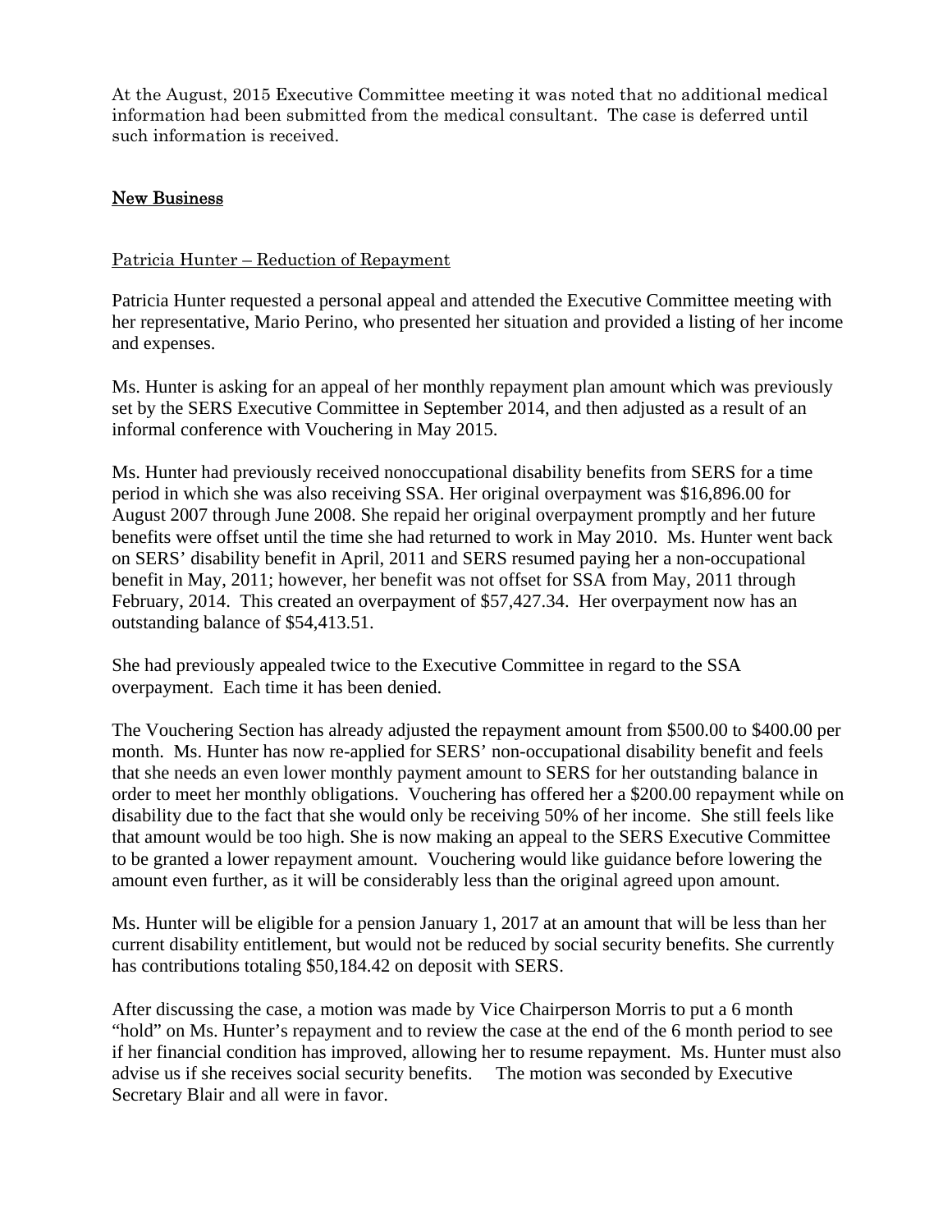At the August, 2015 Executive Committee meeting it was noted that no additional medical information had been submitted from the medical consultant. The case is deferred until such information is received.

## <u>New Business</u>

<u>Patricia Hunter – Reduction of Repayment</u>

Patricia Hunter requested a personal appeal and attended the Executive Committee meeting with her representative, Mario Perino, who presented her situation and provided a listing of her income and expenses.

Ms. Hunter is asking for an appeal of her monthly repayment plan amount which was previously set by the SERS Executive Committee in September 2014, and then adjusted as a result of an informal conference with Vouchering in May 2015.

Ms. Hunter had previously received nonoccupational disability benefits from SERS for a time period in which she was also receiving SSA. Her original overpayment was $16,896.00 for August 2007 through June 2008. She repaid her original overpayment promptly and her future benefits were offset until the time she had returned to work in May 2010. Ms. Hunter went back on SERS' disability benefit in April, 2011 and SERS resumed paying her a non-occupational benefit in May, 2011; however, her benefit was not offset for SSA from May, 2011 through February, 2014. This created an overpayment of $57,427.34. Her overpayment now has an outstanding balance of $54,413.51.

She had previously appealed twice to the Executive Committee in regard to the SSA overpayment. Each time it has been denied.

The Vouchering Section has already adjusted the repayment amount from $500.00 to $400.00 per month. Ms. Hunter has now re-applied for SERS' non-occupational disability benefit and feels that she needs an even lower monthly payment amount to SERS for her outstanding balance in order to meet her monthly obligations. Vouchering has offered her a $200.00 repayment while on disability due to the fact that she would only be receiving 50% of her income. She still feels like that amount would be too high. She is now making an appeal to the SERS Executive Committee to be granted a lower repayment amount. Vouchering would like guidance before lowering the amount even further, as it will be considerably less than the original agreed upon amount.

Ms. Hunter will be eligible for a pension January 1, 2017 at an amount that will be less than her current disability entitlement, but would not be reduced by social security benefits. She currently has contributions totaling $50,184.42 on deposit with SERS.

After discussing the case, a motion was made by Vice Chairperson Morris to put a 6 month "hold" on Ms. Hunter's repayment and to review the case at the end of the 6 month period to see if her financial condition has improved, allowing her to resume repayment. Ms. Hunter must also advise us if she receives social security benefits. The motion was seconded by Executive Secretary Blair and all were in favor.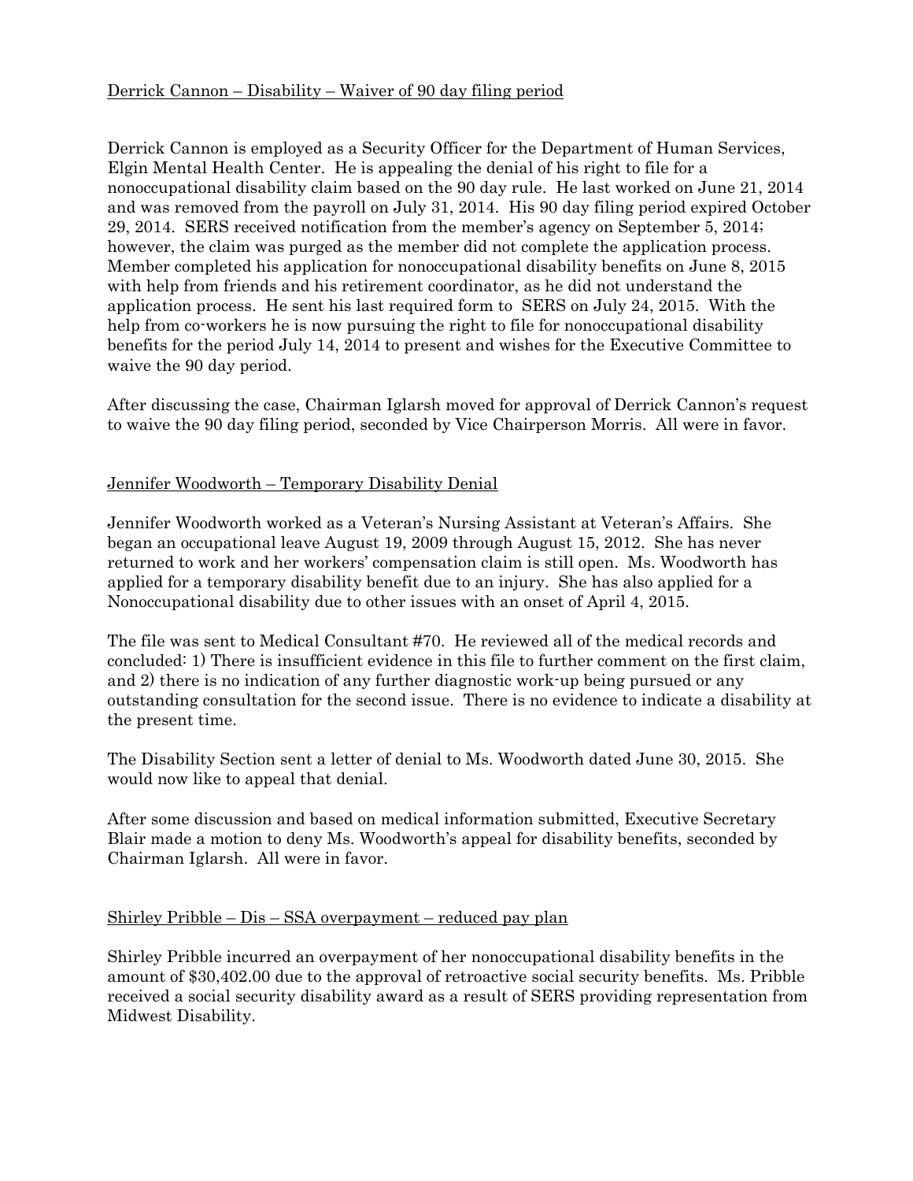Derrick Cannon – Disability – Waiver of 90 day filing period

Derrick Cannon is employed as a Security Officer for the Department of Human Services, Elgin Mental Health Center. He is appealing the denial of his right to file for a nonoccupational disability claim based on the 90 day rule. He last worked on June 21, 2014 and was removed from the payroll on July 31, 2014. His 90 day filing period expired October 29, 2014. SERS received notification from the member's agency on September 5, 2014; however, the claim was purged as the member did not complete the application process. Member completed his application for nonoccupational disability benefits on June 8, 2015 with help from friends and his retirement coordinator, as he did not understand the application process. He sent his last required form to SERS on July 24, 2015. With the help from co-workers he is now pursuing the right to file for nonoccupational disability benefits for the period July 14, 2014 to present and wishes for the Executive Committee to waive the 90 day period.

After discussing the case, Chairman Iglarsh moved for approval of Derrick Cannon's request to waive the 90 day filing period, seconded by Vice Chairperson Morris. All were in favor.

Jennifer Woodworth – Temporary Disability Denial

Jennifer Woodworth worked as a Veteran's Nursing Assistant at Veteran's Affairs. She began an occupational leave August 19, 2009 through August 15, 2012. She has never returned to work and her workers' compensation claim is still open. Ms. Woodworth has applied for a temporary disability benefit due to an injury. She has also applied for a Nonoccupational disability due to other issues with an onset of April 4, 2015.

The file was sent to Medical Consultant #70. He reviewed all of the medical records and concluded: 1) There is insufficient evidence in this file to further comment on the first claim, and 2) there is no indication of any further diagnostic work-up being pursued or any outstanding consultation for the second issue. There is no evidence to indicate a disability at the present time.

The Disability Section sent a letter of denial to Ms. Woodworth dated June 30, 2015. She would now like to appeal that denial.

After some discussion and based on medical information submitted, Executive Secretary Blair made a motion to deny Ms. Woodworth's appeal for disability benefits, seconded by Chairman Iglarsh. All were in favor.

Shirley Pribble – Dis – SSA overpayment – reduced pay plan

Shirley Pribble incurred an overpayment of her nonoccupational disability benefits in the amount of $30,402.00 due to the approval of retroactive social security benefits. Ms. Pribble received a social security disability award as a result of SERS providing representation from Midwest Disability.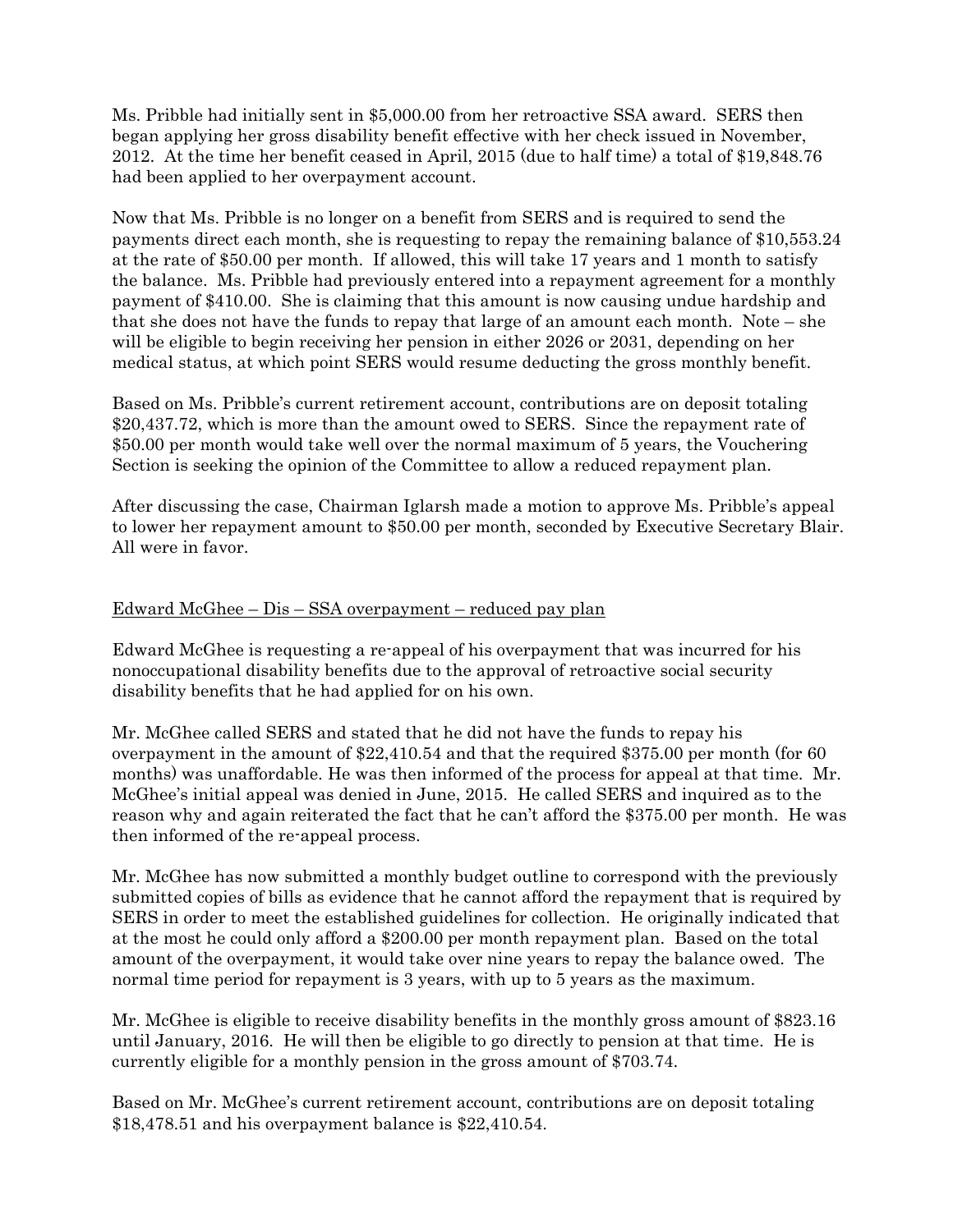Ms. Pribble had initially sent in $5,000.00 from her retroactive SSA award. SERS then began applying her gross disability benefit effective with her check issued in November, 2012. At the time her benefit ceased in April, 2015 (due to half time) a total of $19,848.76 had been applied to her overpayment account.

Now that Ms. Pribble is no longer on a benefit from SERS and is required to send the payments direct each month, she is requesting to repay the remaining balance of $10,553.24 at the rate of $50.00 per month. If allowed, this will take 17 years and 1 month to satisfy the balance. Ms. Pribble had previously entered into a repayment agreement for a monthly payment of $410.00. She is claiming that this amount is now causing undue hardship and that she does not have the funds to repay that large of an amount each month. Note – she will be eligible to begin receiving her pension in either 2026 or 2031, depending on her medical status, at which point SERS would resume deducting the gross monthly benefit.

Based on Ms. Pribble's current retirement account, contributions are on deposit totaling $20,437.72, which is more than the amount owed to SERS. Since the repayment rate of $50.00 per month would take well over the normal maximum of 5 years, the Vouchering Section is seeking the opinion of the Committee to allow a reduced repayment plan.

After discussing the case, Chairman Iglarsh made a motion to approve Ms. Pribble's appeal to lower her repayment amount to $50.00 per month, seconded by Executive Secretary Blair. All were in favor.

<u>Edward McGhee – Dis – SSA overpayment – reduced pay plan</u>

Edward McGhee is requesting a re-appeal of his overpayment that was incurred for his nonoccupational disability benefits due to the approval of retroactive social security disability benefits that he had applied for on his own.

Mr. McGhee called SERS and stated that he did not have the funds to repay his overpayment in the amount of $22,410.54 and that the required $375.00 per month (for 60 months) was unaffordable. He was then informed of the process for appeal at that time. Mr. McGhee's initial appeal was denied in June, 2015. He called SERS and inquired as to the reason why and again reiterated the fact that he can't afford the $375.00 per month. He was then informed of the re-appeal process.

Mr. McGhee has now submitted a monthly budget outline to correspond with the previously submitted copies of bills as evidence that he cannot afford the repayment that is required by SERS in order to meet the established guidelines for collection. He originally indicated that at the most he could only afford a $200.00 per month repayment plan. Based on the total amount of the overpayment, it would take over nine years to repay the balance owed. The normal time period for repayment is 3 years, with up to 5 years as the maximum.

Mr. McGhee is eligible to receive disability benefits in the monthly gross amount of $823.16 until January, 2016. He will then be eligible to go directly to pension at that time. He is currently eligible for a monthly pension in the gross amount of $703.74.

Based on Mr. McGhee's current retirement account, contributions are on deposit totaling $18,478.51 and his overpayment balance is $22,410.54.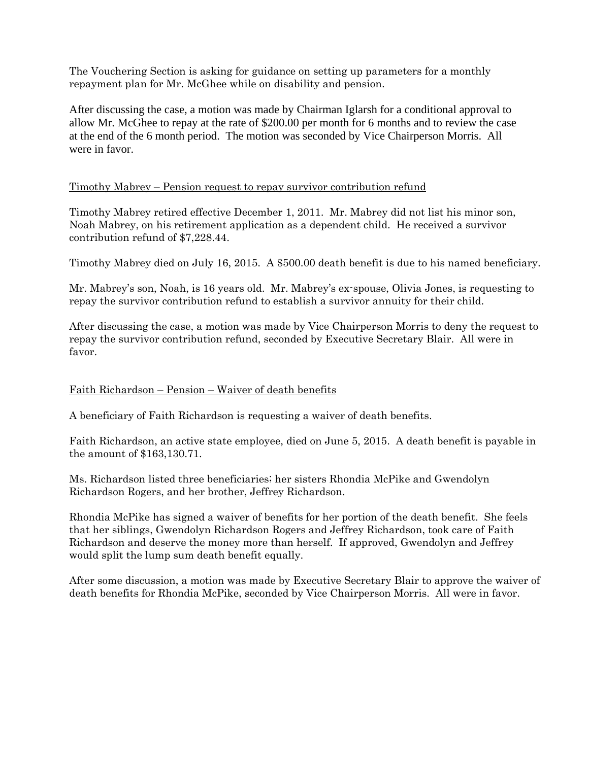The Vouchering Section is asking for guidance on setting up parameters for a monthly repayment plan for Mr. McGhee while on disability and pension.

After discussing the case, a motion was made by Chairman Iglarsh for a conditional approval to allow Mr. McGhee to repay at the rate of $200.00 per month for 6 months and to review the case at the end of the 6 month period. The motion was seconded by Vice Chairperson Morris. All were in favor.

Timothy Mabrey – Pension request to repay survivor contribution refund

Timothy Mabrey retired effective December 1, 2011. Mr. Mabrey did not list his minor son, Noah Mabrey, on his retirement application as a dependent child. He received a survivor contribution refund of $7,228.44.

Timothy Mabrey died on July 16, 2015. A $500.00 death benefit is due to his named beneficiary.

Mr. Mabrey's son, Noah, is 16 years old. Mr. Mabrey's ex-spouse, Olivia Jones, is requesting to repay the survivor contribution refund to establish a survivor annuity for their child.

After discussing the case, a motion was made by Vice Chairperson Morris to deny the request to repay the survivor contribution refund, seconded by Executive Secretary Blair. All were in favor.

Faith Richardson – Pension – Waiver of death benefits

A beneficiary of Faith Richardson is requesting a waiver of death benefits.

Faith Richardson, an active state employee, died on June 5, 2015. A death benefit is payable in the amount of $163,130.71.

Ms. Richardson listed three beneficiaries; her sisters Rhondia McPike and Gwendolyn Richardson Rogers, and her brother, Jeffrey Richardson.

Rhondia McPike has signed a waiver of benefits for her portion of the death benefit. She feels that her siblings, Gwendolyn Richardson Rogers and Jeffrey Richardson, took care of Faith Richardson and deserve the money more than herself. If approved, Gwendolyn and Jeffrey would split the lump sum death benefit equally.

After some discussion, a motion was made by Executive Secretary Blair to approve the waiver of death benefits for Rhondia McPike, seconded by Vice Chairperson Morris. All were in favor.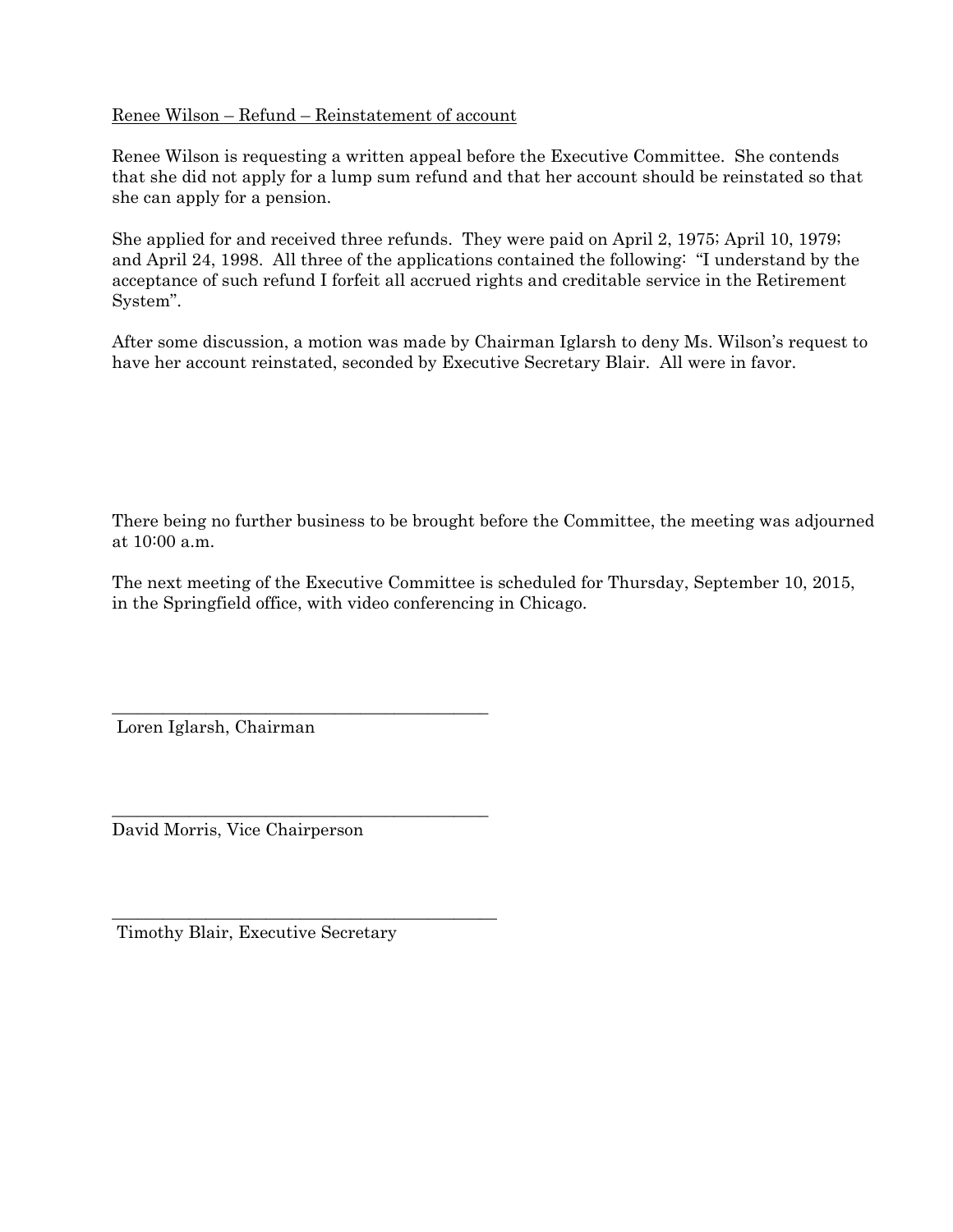<u>Renee Wilson – Refund – Reinstatement of account</u>

Renee Wilson is requesting a written appeal before the Executive Committee. She contends that she did not apply for a lump sum refund and that her account should be reinstated so that she can apply for a pension.

She applied for and received three refunds. They were paid on April 2, 1975; April 10, 1979; and April 24, 1998. All three of the applications contained the following: "I understand by the acceptance of such refund I forfeit all accrued rights and creditable service in the Retirement System".

After some discussion, a motion was made by Chairman Iglarsh to deny Ms. Wilson's request to have her account reinstated, seconded by Executive Secretary Blair. All were in favor.

There being no further business to be brought before the Committee, the meeting was adjourned at 10:00 a.m.

The next meeting of the Executive Committee is scheduled for Thursday, September 10, 2015, in the Springfield office, with video conferencing in Chicago.

\_\_\_\_\_\_\_\_\_\_\_\_\_\_\_\_\_\_\_\_\_\_\_\_\_\_\_\_\_\_\_\_\_\_\_\_\_\_\_\_\_\_\_\_
Loren Iglarsh, Chairman

\_\_\_\_\_\_\_\_\_\_\_\_\_\_\_\_\_\_\_\_\_\_\_\_\_\_\_\_\_\_\_\_\_\_\_\_\_\_\_\_\_\_\_\_
David Morris, Vice Chairperson

\_\_\_\_\_\_\_\_\_\_\_\_\_\_\_\_\_\_\_\_\_\_\_\_\_\_\_\_\_\_\_\_\_\_\_\_\_\_\_\_\_\_\_\_
Timothy Blair, Executive Secretary